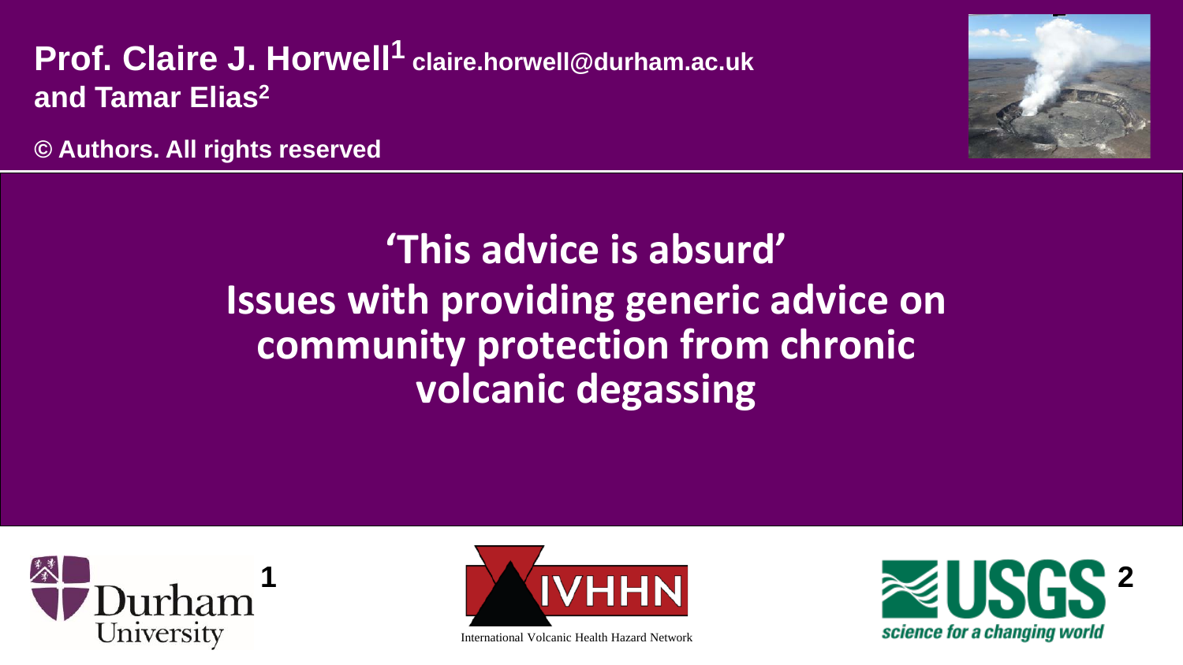**Prof. Claire J. Horwell[1]** **claire.horwell@durham.ac.uk**
**and Tamar Elias[2]**

**© Authors. All rights reserved**

# 'This advice is absurd' Issues with providing generic advice on community protection from chronic volcanic degassing

Durham University[1]

IVHHN
International Volcanic Health Hazard Network

USGS[2]
science for a changing world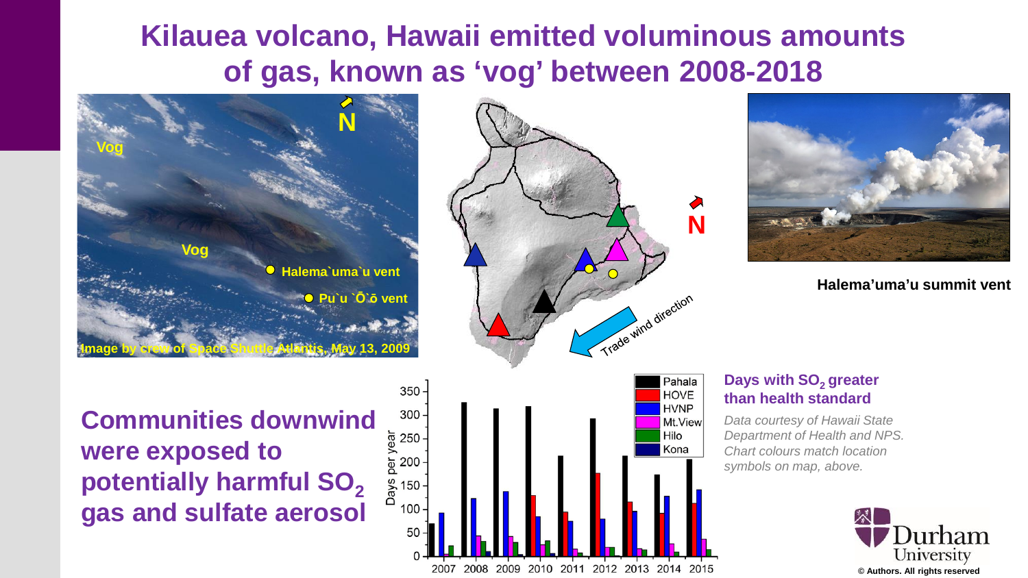# Kilauea volcano, Hawaii emitted voluminous amounts of gas, known as 'vog' between 2008-2018

Vog

Vog

Halema`uma`u vent

Pu`u `Ō`ō vent

Image by crew of Space Shuttle Atlantis, May 13, 2009

N

Trade wind direction

N

**Halema'uma'u summit vent**

## Communities downwind were exposed to potentially harmful $SO_2$ gas and sulfate aerosol

**Days with $SO_2$ greater than health standard**

*Data courtesy of Hawaii State Department of Health and NPS. Chart colours match location symbols on map, above.*

Days per year

Pahala, HOVE, HVNP, Mt.View, Hilo, Kona

2007 2008 2009 2010 2011 2012 2013 2014 2015

Durham University

© Authors. All rights reserved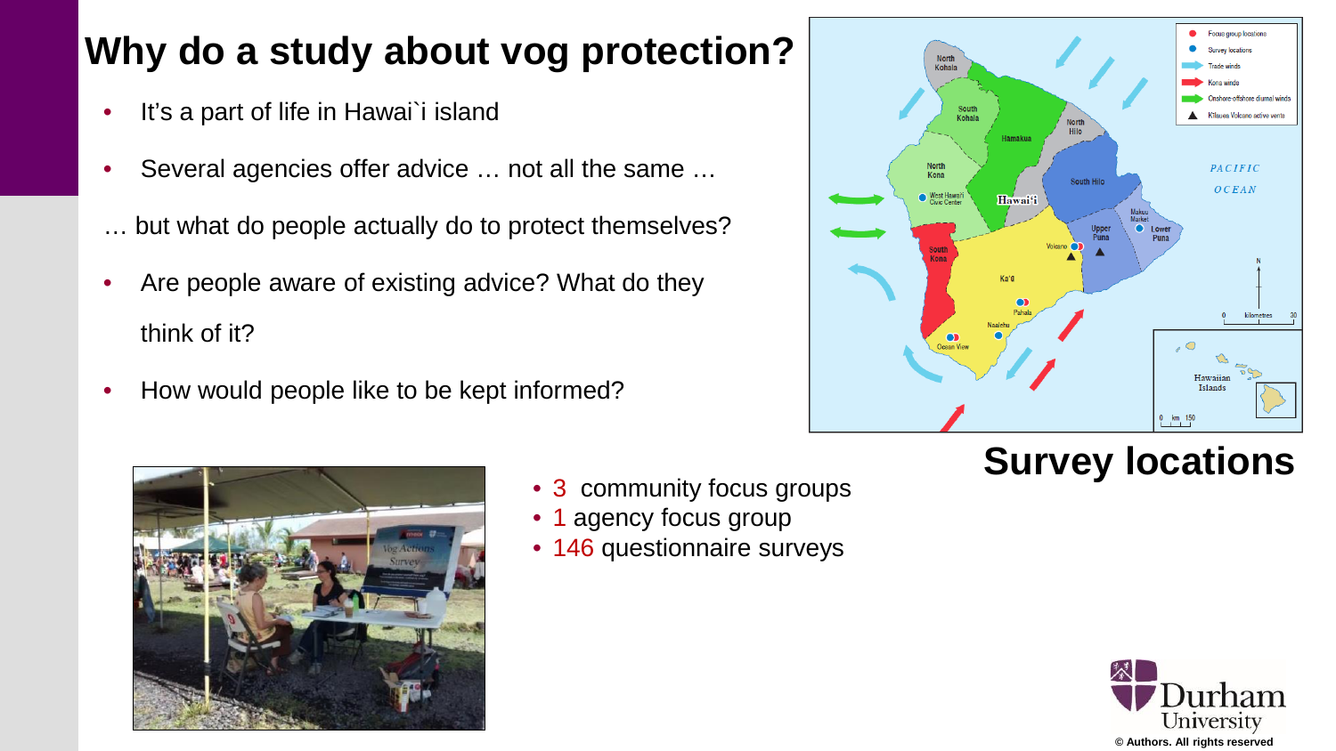# Why do a study about vog protection?

- It's a part of life in Hawai`i island
- Several agencies offer advice … not all the same …

… but what do people actually do to protect themselves?

- Are people aware of existing advice? What do they think of it?
- How would people like to be kept informed?

## Survey locations

- 3 community focus groups
- 1 agency focus group
- 146 questionnaire surveys

© Authors. All rights reserved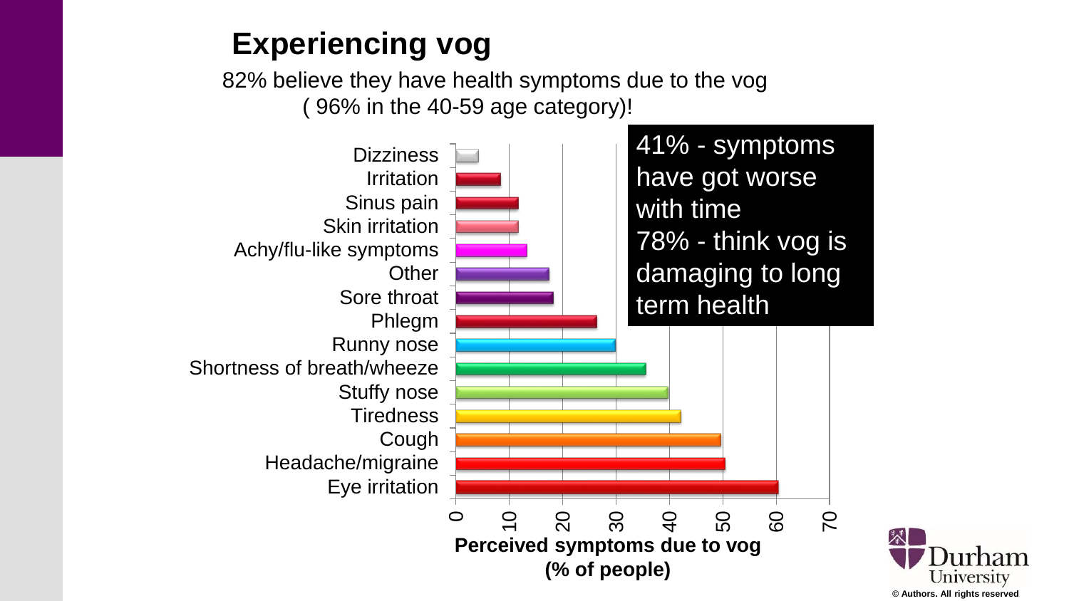# Experiencing vog

82% believe they have health symptoms due to the vog
( 96% in the 40-59 age category)!

41% - symptoms have got worse with time
78% - think vog is damaging to long term health

| Symptom | Perceived symptoms due to vog (% of people) |
| --- | --- |
| Dizziness | ~4 |
| Irritation | ~8 |
| Sinus pain | ~12 |
| Skin irritation | ~12 |
| Achy/flu-like symptoms | ~13 |
| Other | ~17 |
| Sore throat | ~18 |
| Phlegm | ~26 |
| Runny nose | ~30 |
| Shortness of breath/wheeze | ~36 |
| Stuffy nose | ~40 |
| Tiredness | ~42 |
| Cough | ~50 |
| Headache/migraine | ~50 |
| Eye irritation | ~60 |

Perceived symptoms due to vog (% of people)

© Authors. All rights reserved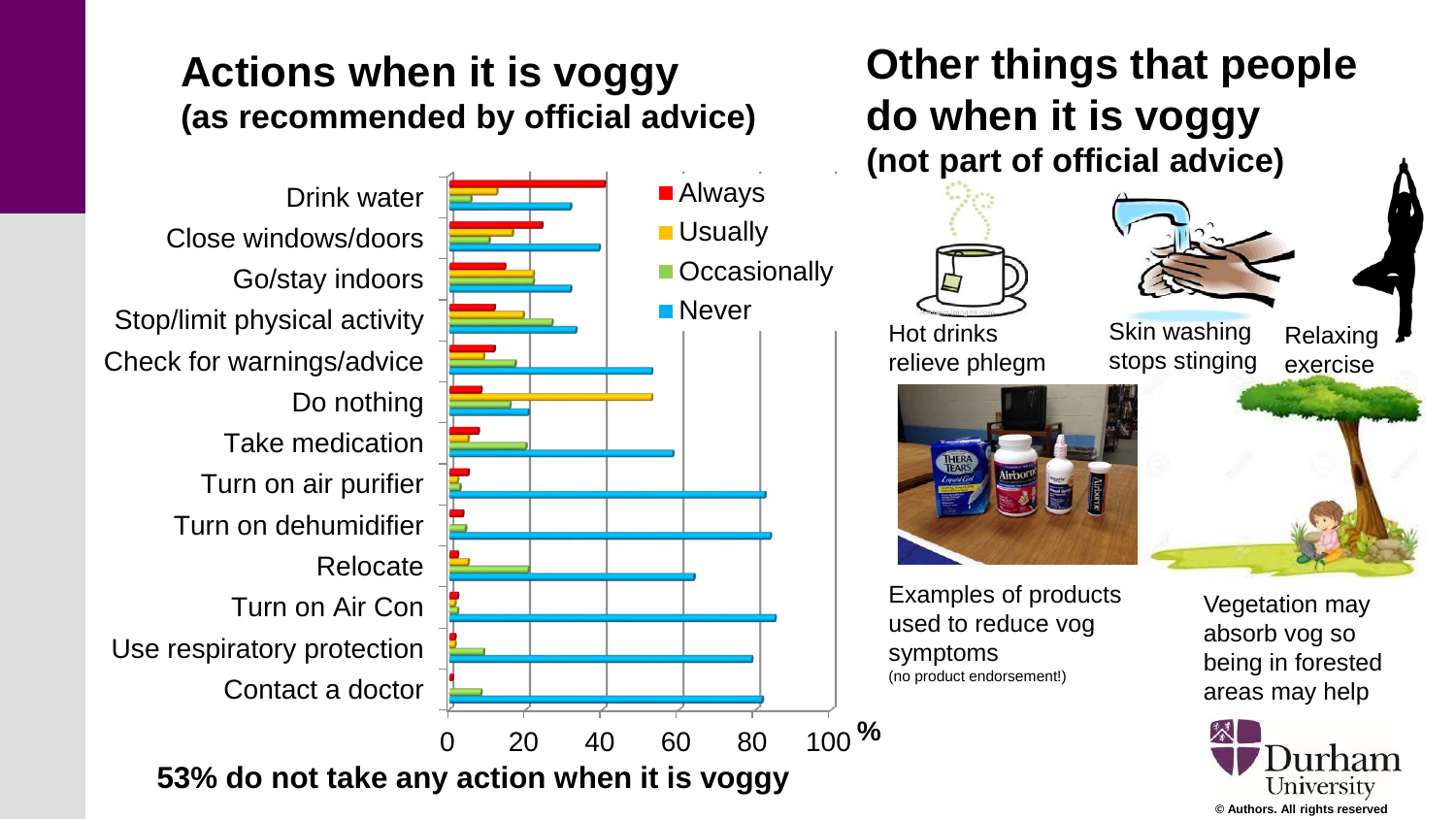## Actions when it is voggy
### (as recommended by official advice)

| Action | Always | Usually | Occasionally | Never |
|---|---|---|---|---|
| Drink water | | | | |
| Close windows/doors | | | | |
| Go/stay indoors | | | | |
| Stop/limit physical activity | | | | |
| Check for warnings/advice | | | | |
| Do nothing | | | | |
| Take medication | | | | |
| Turn on air purifier | | | | |
| Turn on dehumidifier | | | | |
| Relocate | | | | |
| Turn on Air Con | | | | |
| Use respiratory protection | | | | |
| Contact a doctor | | | | |

0 20 40 60 80 100 %

**53% do not take any action when it is voggy**

## Other things that people do when it is voggy
### (not part of official advice)

Hot drinks relieve phlegm

Skin washing stops stinging

Relaxing exercise

Examples of products used to reduce vog symptoms
(no product endorsement!)

Vegetation may absorb vog so being in forested areas may help

Durham University

© Authors. All rights reserved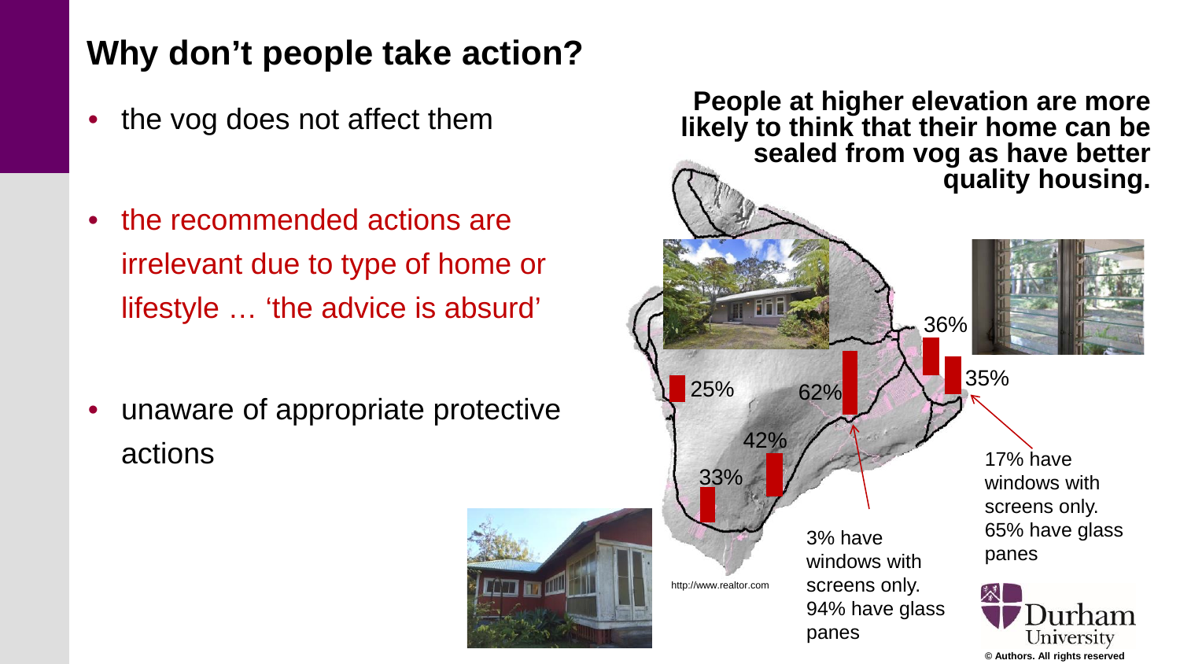## Why don't people take action?

- the vog does not affect them
- the recommended actions are irrelevant due to type of home or lifestyle … 'the advice is absurd'
- unaware of appropriate protective actions

**People at higher elevation are more likely to think that their home can be sealed from vog as have better quality housing.**

25%

62%

42%

33%

36%

35%

3% have windows with screens only. 94% have glass panes

17% have windows with screens only. 65% have glass panes

http://www.realtor.com

© Authors. All rights reserved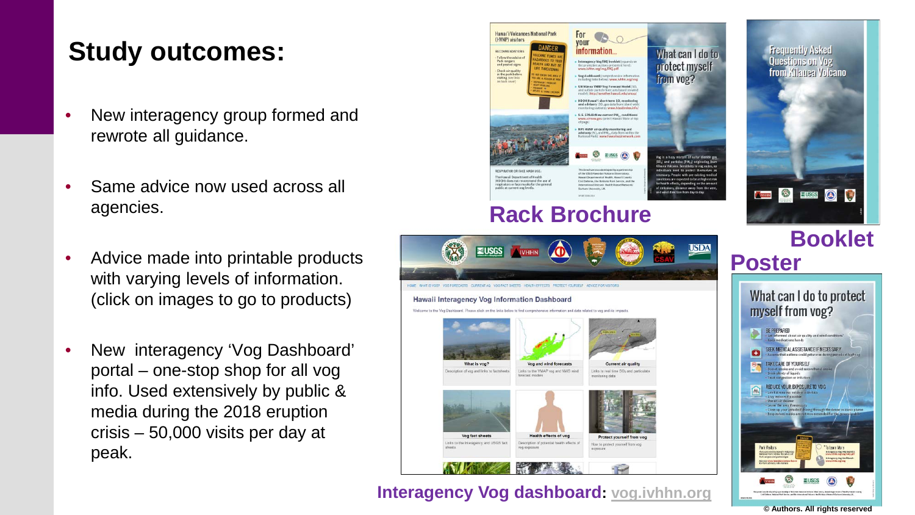# Study outcomes:

- New interagency group formed and rewrote all guidance.
- Same advice now used across all agencies.
- Advice made into printable products with varying levels of information. (click on images to go to products)
- New interagency 'Vog Dashboard' portal – one-stop shop for all vog info. Used extensively by public & media during the 2018 eruption crisis – 50,000 visits per day at peak.

**Rack Brochure**

**Booklet**

**Poster**

**Interagency Vog dashboard**: vog.ivhhn.org

© Authors. All rights reserved